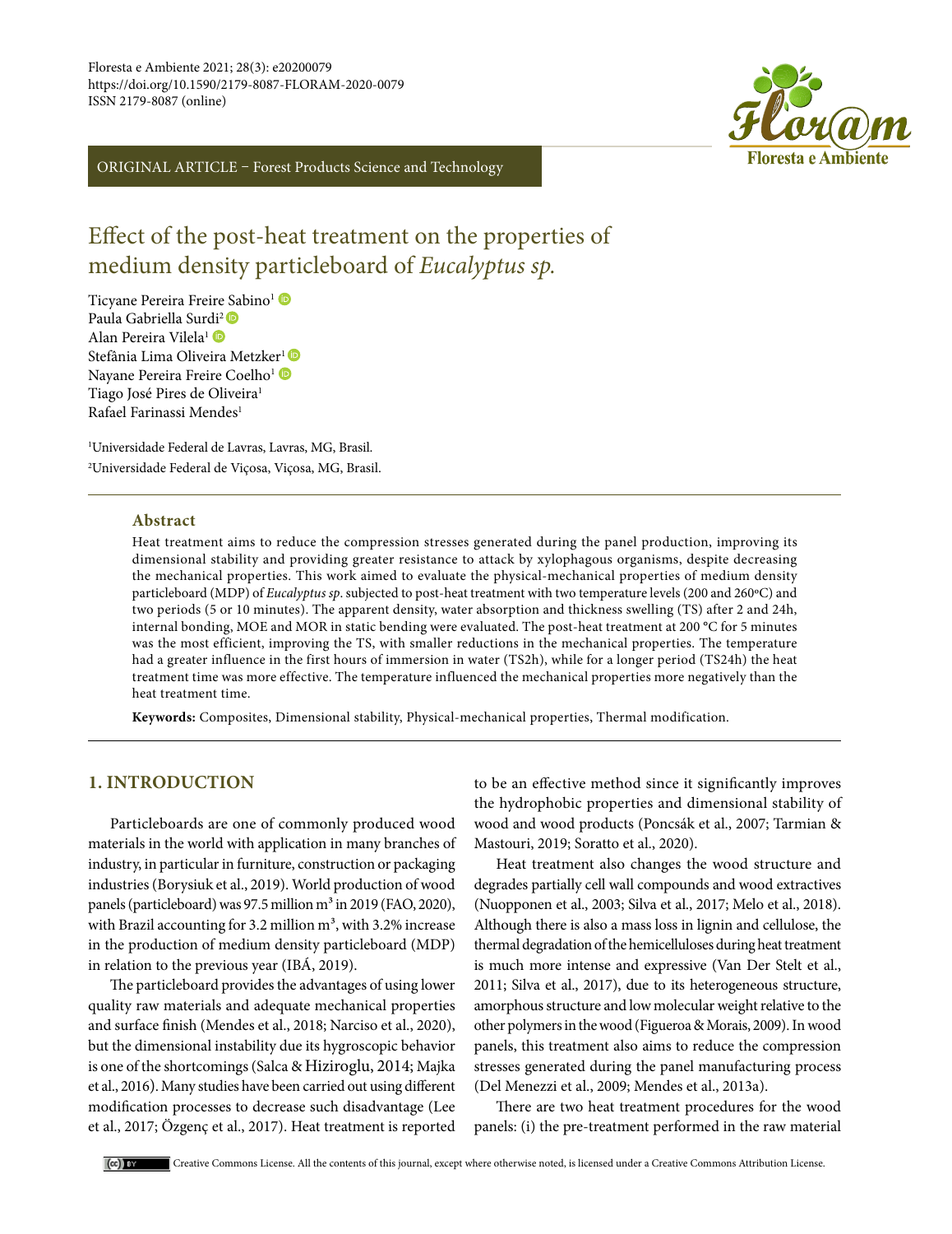ORIGINAL ARTICLE – Forest Products Science and Technology

# Effect of the post-heat treatment on the properties of medium density particleboard of *Eucalyptus sp.*

Ticyane Pereira Freire Sabino[1]
Paula Gabriella Surdi[2]
Alan Pereira Vilela[1]
Stefânia Lima Oliveira Metzker[1]
Nayane Pereira Freire Coelho[1]
Tiago José Pires de Oliveira[1]
Rafael Farinassi Mendes[1]

[1]Universidade Federal de Lavras, Lavras, MG, Brasil.
[2]Universidade Federal de Viçosa, Viçosa, MG, Brasil.

## Abstract

Heat treatment aims to reduce the compression stresses generated during the panel production, improving its dimensional stability and providing greater resistance to attack by xylophagous organisms, despite decreasing the mechanical properties. This work aimed to evaluate the physical-mechanical properties of medium density particleboard (MDP) of *Eucalyptus sp*. subjected to post-heat treatment with two temperature levels (200 and 260ºC) and two periods (5 or 10 minutes). The apparent density, water absorption and thickness swelling (TS) after 2 and 24h, internal bonding, MOE and MOR in static bending were evaluated. The post-heat treatment at 200 °C for 5 minutes was the most efficient, improving the TS, with smaller reductions in the mechanical properties. The temperature had a greater influence in the first hours of immersion in water (TS2h), while for a longer period (TS24h) the heat treatment time was more effective. The temperature influenced the mechanical properties more negatively than the heat treatment time.

**Keywords:** Composites, Dimensional stability, Physical-mechanical properties, Thermal modification.

## 1. INTRODUCTION

Particleboards are one of commonly produced wood materials in the world with application in many branches of industry, in particular in furniture, construction or packaging industries (Borysiuk et al., 2019). World production of wood panels (particleboard) was 97.5 million m³ in 2019 (FAO, 2020), with Brazil accounting for 3.2 million m³, with 3.2% increase in the production of medium density particleboard (MDP) in relation to the previous year (IBÁ, 2019).

The particleboard provides the advantages of using lower quality raw materials and adequate mechanical properties and surface finish (Mendes et al., 2018; Narciso et al., 2020), but the dimensional instability due its hygroscopic behavior is one of the shortcomings (Salca & Hiziroglu, 2014; Majka et al., 2016). Many studies have been carried out using different modification processes to decrease such disadvantage (Lee et al., 2017; Özgenç et al., 2017). Heat treatment is reported to be an effective method since it significantly improves the hydrophobic properties and dimensional stability of wood and wood products (Poncsák et al., 2007; Tarmian & Mastouri, 2019; Soratto et al., 2020).

Heat treatment also changes the wood structure and degrades partially cell wall compounds and wood extractives (Nuopponen et al., 2003; Silva et al., 2017; Melo et al., 2018). Although there is also a mass loss in lignin and cellulose, the thermal degradation of the hemicelluloses during heat treatment is much more intense and expressive (Van Der Stelt et al., 2011; Silva et al., 2017), due to its heterogeneous structure, amorphous structure and low molecular weight relative to the other polymers in the wood (Figueroa & Morais, 2009). In wood panels, this treatment also aims to reduce the compression stresses generated during the panel manufacturing process (Del Menezzi et al., 2009; Mendes et al., 2013a).

There are two heat treatment procedures for the wood panels: (i) the pre-treatment performed in the raw material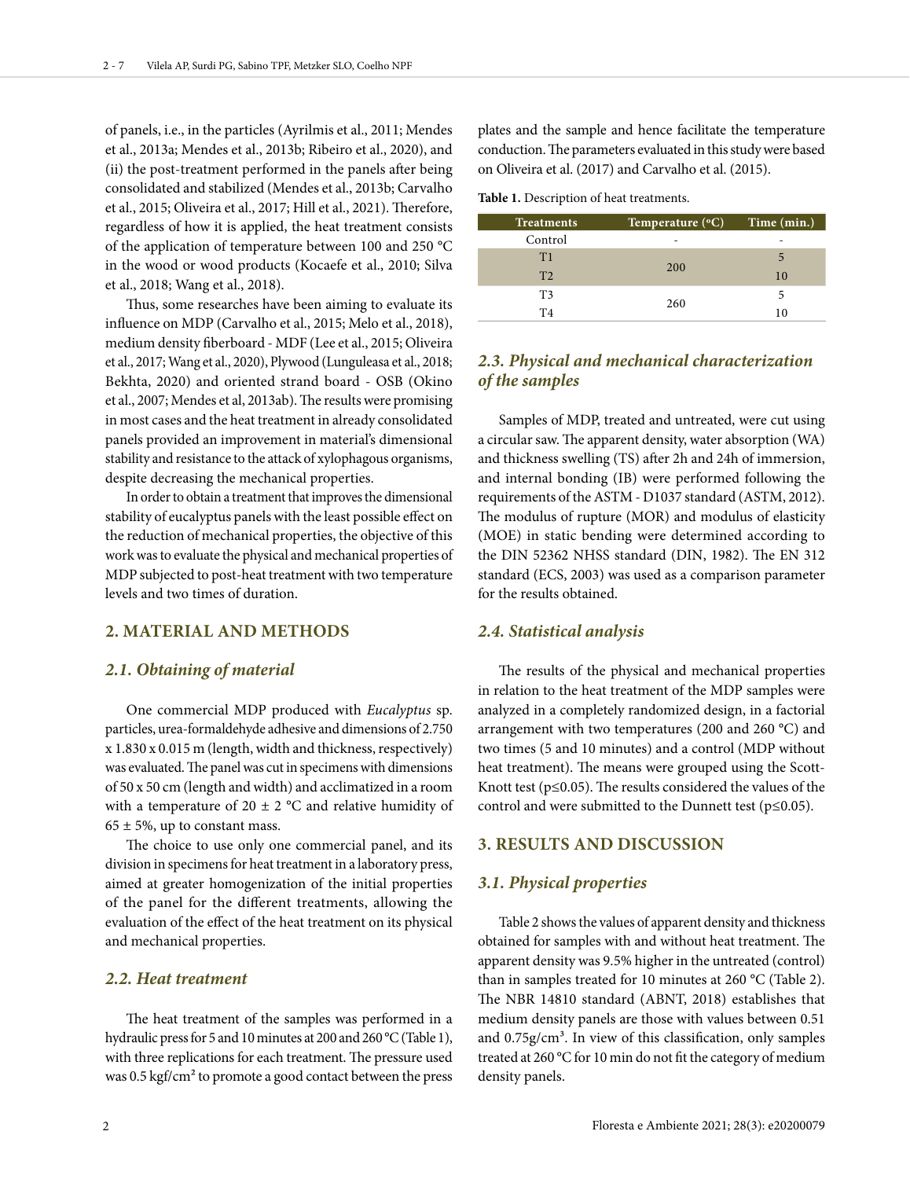of panels, i.e., in the particles (Ayrilmis et al., 2011; Mendes et al., 2013a; Mendes et al., 2013b; Ribeiro et al., 2020), and (ii) the post-treatment performed in the panels after being consolidated and stabilized (Mendes et al., 2013b; Carvalho et al., 2015; Oliveira et al., 2017; Hill et al., 2021). Therefore, regardless of how it is applied, the heat treatment consists of the application of temperature between 100 and 250 °C in the wood or wood products (Kocaefe et al., 2010; Silva et al., 2018; Wang et al., 2018).

Thus, some researches have been aiming to evaluate its influence on MDP (Carvalho et al., 2015; Melo et al., 2018), medium density fiberboard - MDF (Lee et al., 2015; Oliveira et al., 2017; Wang et al., 2020), Plywood (Lunguleasa et al., 2018; Bekhta, 2020) and oriented strand board - OSB (Okino et al., 2007; Mendes et al, 2013ab). The results were promising in most cases and the heat treatment in already consolidated panels provided an improvement in material's dimensional stability and resistance to the attack of xylophagous organisms, despite decreasing the mechanical properties.

In order to obtain a treatment that improves the dimensional stability of eucalyptus panels with the least possible effect on the reduction of mechanical properties, the objective of this work was to evaluate the physical and mechanical properties of MDP subjected to post-heat treatment with two temperature levels and two times of duration.

## 2. MATERIAL AND METHODS

### 2.1. Obtaining of material

One commercial MDP produced with *Eucalyptus* sp. particles, urea-formaldehyde adhesive and dimensions of 2.750 x 1.830 x 0.015 m (length, width and thickness, respectively) was evaluated. The panel was cut in specimens with dimensions of 50 x 50 cm (length and width) and acclimatized in a room with a temperature of 20 ± 2 °C and relative humidity of 65 ± 5%, up to constant mass.

The choice to use only one commercial panel, and its division in specimens for heat treatment in a laboratory press, aimed at greater homogenization of the initial properties of the panel for the different treatments, allowing the evaluation of the effect of the heat treatment on its physical and mechanical properties.

### 2.2. Heat treatment

The heat treatment of the samples was performed in a hydraulic press for 5 and 10 minutes at 200 and 260 °C (Table 1), with three replications for each treatment. The pressure used was 0.5 kgf/cm² to promote a good contact between the press plates and the sample and hence facilitate the temperature conduction. The parameters evaluated in this study were based on Oliveira et al. (2017) and Carvalho et al. (2015).

**Table 1.** Description of heat treatments.

| Treatments | Temperature (°C) | Time (min.) |
|---|---|---|
| Control | - | - |
| T1 | 200 | 5 |
| T2 | | 10 |
| T3 | 260 | 5 |
| T4 | | 10 |

### 2.3. Physical and mechanical characterization of the samples

Samples of MDP, treated and untreated, were cut using a circular saw. The apparent density, water absorption (WA) and thickness swelling (TS) after 2h and 24h of immersion, and internal bonding (IB) were performed following the requirements of the ASTM - D1037 standard (ASTM, 2012). The modulus of rupture (MOR) and modulus of elasticity (MOE) in static bending were determined according to the DIN 52362 NHSS standard (DIN, 1982). The EN 312 standard (ECS, 2003) was used as a comparison parameter for the results obtained.

### 2.4. Statistical analysis

The results of the physical and mechanical properties in relation to the heat treatment of the MDP samples were analyzed in a completely randomized design, in a factorial arrangement with two temperatures (200 and 260 °C) and two times (5 and 10 minutes) and a control (MDP without heat treatment). The means were grouped using the Scott-Knott test ($p \leq 0.05$). The results considered the values of the control and were submitted to the Dunnett test ($p \leq 0.05$).

## 3. RESULTS AND DISCUSSION

### 3.1. Physical properties

Table 2 shows the values of apparent density and thickness obtained for samples with and without heat treatment. The apparent density was 9.5% higher in the untreated (control) than in samples treated for 10 minutes at 260 °C (Table 2). The NBR 14810 standard (ABNT, 2018) establishes that medium density panels are those with values between 0.51 and 0.75g/cm³. In view of this classification, only samples treated at 260 °C for 10 min do not fit the category of medium density panels.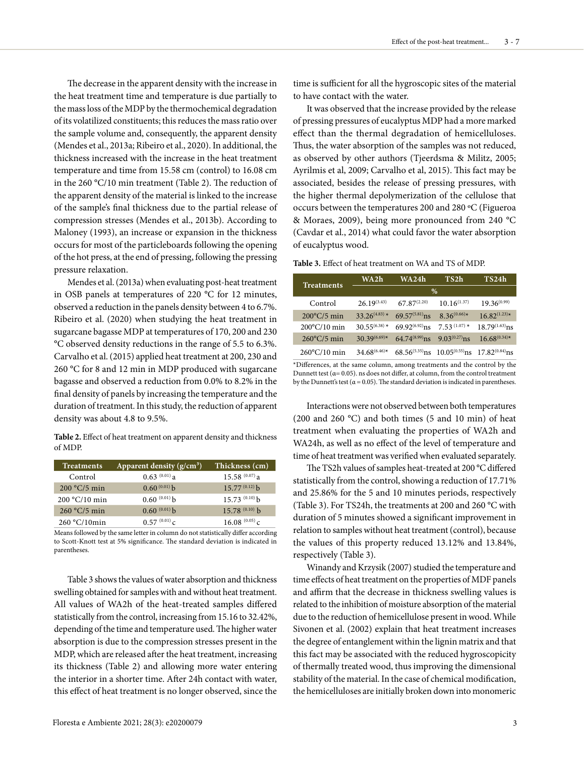The decrease in the apparent density with the increase in the heat treatment time and temperature is due partially to the mass loss of the MDP by the thermochemical degradation of its volatilized constituents; this reduces the mass ratio over the sample volume and, consequently, the apparent density (Mendes et al., 2013a; Ribeiro et al., 2020). In additional, the thickness increased with the increase in the heat treatment temperature and time from 15.58 cm (control) to 16.08 cm in the 260 °C/10 min treatment (Table 2). The reduction of the apparent density of the material is linked to the increase of the sample's final thickness due to the partial release of compression stresses (Mendes et al., 2013b). According to Maloney (1993), an increase or expansion in the thickness occurs for most of the particleboards following the opening of the hot press, at the end of pressing, following the pressing pressure relaxation.

Mendes et al. (2013a) when evaluating post-heat treatment in OSB panels at temperatures of 220 °C for 12 minutes, observed a reduction in the panels density between 4 to 6.7%. Ribeiro et al. (2020) when studying the heat treatment in sugarcane bagasse MDP at temperatures of 170, 200 and 230 °C observed density reductions in the range of 5.5 to 6.3%. Carvalho et al. (2015) applied heat treatment at 200, 230 and 260 °C for 8 and 12 min in MDP produced with sugarcane bagasse and observed a reduction from 0.0% to 8.2% in the final density of panels by increasing the temperature and the duration of treatment. In this study, the reduction of apparent density was about 4.8 to 9.5%.

**Table 2.** Effect of heat treatment on apparent density and thickness of MDP.

| Treatments | Apparent density (g/cm³) | Thickness (cm) |
|---|---|---|
| Control | 0.63 $^{(0.01)}$ a | 15.58 $^{(0.07)}$ a |
| 200 °C/5 min | 0.60 $^{(0.01)}$ b | 15.77 $^{(0.12)}$ b |
| 200 °C/10 min | 0.60 $^{(0.01)}$ b | 15.73 $^{(0.10)}$ b |
| 260 °C/5 min | 0.60 $^{(0.01)}$ b | 15.78 $^{(0.10)}$ b |
| 260 °C/10min | 0.57 $^{(0.01)}$ c | 16.08 $^{(0.05)}$ c |

Means followed by the same letter in column do not statistically differ according to Scott-Knott test at 5% significance. The standard deviation is indicated in parentheses.

Table 3 shows the values of water absorption and thickness swelling obtained for samples with and without heat treatment. All values of WA2h of the heat-treated samples differed statistically from the control, increasing from 15.16 to 32.42%, depending of the time and temperature used. The higher water absorption is due to the compression stresses present in the MDP, which are released after the heat treatment, increasing its thickness (Table 2) and allowing more water entering the interior in a shorter time. After 24h contact with water, this effect of heat treatment is no longer observed, since the time is sufficient for all the hygroscopic sites of the material to have contact with the water.

It was observed that the increase provided by the release of pressing pressures of eucalyptus MDP had a more marked effect than the thermal degradation of hemicelluloses. Thus, the water absorption of the samples was not reduced, as observed by other authors (Tjeerdsma & Militz, 2005; Ayrilmis et al, 2009; Carvalho et al, 2015). This fact may be associated, besides the release of pressing pressures, with the higher thermal depolymerization of the cellulose that occurs between the temperatures 200 and 280 ºC (Figueroa & Moraes, 2009), being more pronounced from 240 °C (Cavdar et al., 2014) what could favor the water absorption of eucalyptus wood.

**Table 3.** Effect of heat treatment on WA and TS of MDP.

| Treatments | WA2h | WA24h | TS2h | TS24h |
|---|---|---|---|---|
| | % | | | |
| Control | 26.19$^{(3.43)}$ | 67.87$^{(2.20)}$ | 10.16$^{(1.37)}$ | 19.36$^{(0.99)}$ |
| 200°C/5 min | 33.26$^{(4.83)}$ * | 69.57$^{(5.81)}$ns | 8.36$^{(0.66)}$* | 16.82$^{(1.23)}$* |
| 200°C/10 min | 30.55$^{(6.38)}$ * | 69.92$^{(6.92)}$ns | 7.53 $^{(1.07)}$ * | 18.79$^{(1.63)}$ns |
| 260°C/5 min | 30.39$^{(6.69)}$* | 64.74$^{(8.99)}$ns | 9.03$^{(0.27)}$ns | 16.68$^{(0.34)}$* |
| 260°C/10 min | 34.68$^{(6.46)}$* | 68.56$^{(5.35)}$ns | 10.05$^{(0.55)}$ns | 17.82$^{(0.84)}$ns |

*Differences, at the same column, among treatments and the control by the Dunnett test ($\alpha$= 0.05). ns does not differ, at column, from the control treatment by the Dunnett's test ($\alpha$ = 0.05). The standard deviation is indicated in parentheses.

Interactions were not observed between both temperatures (200 and 260 °C) and both times (5 and 10 min) of heat treatment when evaluating the properties of WA2h and WA24h, as well as no effect of the level of temperature and time of heat treatment was verified when evaluated separately.

The TS2h values of samples heat-treated at 200 °C differed statistically from the control, showing a reduction of 17.71% and 25.86% for the 5 and 10 minutes periods, respectively (Table 3). For TS24h, the treatments at 200 and 260 °C with duration of 5 minutes showed a significant improvement in relation to samples without heat treatment (control), because the values of this property reduced 13.12% and 13.84%, respectively (Table 3).

Winandy and Krzysik (2007) studied the temperature and time effects of heat treatment on the properties of MDF panels and affirm that the decrease in thickness swelling values is related to the inhibition of moisture absorption of the material due to the reduction of hemicellulose present in wood. While Sivonen et al. (2002) explain that heat treatment increases the degree of entanglement within the lignin matrix and that this fact may be associated with the reduced hygroscopicity of thermally treated wood, thus improving the dimensional stability of the material. In the case of chemical modification, the hemicelluloses are initially broken down into monomeric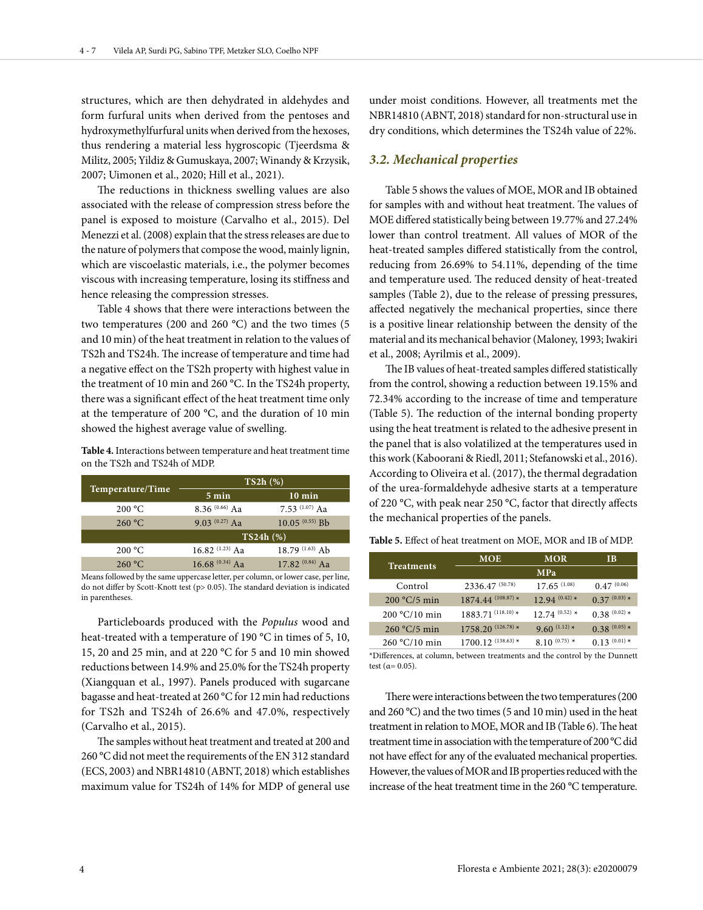structures, which are then dehydrated in aldehydes and form furfural units when derived from the pentoses and hydroxymethylfurfural units when derived from the hexoses, thus rendering a material less hygroscopic (Tjeerdsma & Militz, 2005; Yildiz & Gumuskaya, 2007; Winandy & Krzysik, 2007; Uimonen et al., 2020; Hill et al., 2021).

The reductions in thickness swelling values are also associated with the release of compression stress before the panel is exposed to moisture (Carvalho et al., 2015). Del Menezzi et al. (2008) explain that the stress releases are due to the nature of polymers that compose the wood, mainly lignin, which are viscoelastic materials, i.e., the polymer becomes viscous with increasing temperature, losing its stiffness and hence releasing the compression stresses.

Table 4 shows that there were interactions between the two temperatures (200 and 260 °C) and the two times (5 and 10 min) of the heat treatment in relation to the values of TS2h and TS24h. The increase of temperature and time had a negative effect on the TS2h property with highest value in the treatment of 10 min and 260 °C. In the TS24h property, there was a significant effect of the heat treatment time only at the temperature of 200 °C, and the duration of 10 min showed the highest average value of swelling.

**Table 4.** Interactions between temperature and heat treatment time on the TS2h and TS24h of MDP.

| Temperature/Time | TS2h (%) | |
|---|---|---|
| | 5 min | 10 min |
| 200 °C | 8.36 $^{(0.66)}$ Aa | 7.53 $^{(1.07)}$ Aa |
| 260 °C | 9.03 $^{(0.27)}$ Aa | 10.05 $^{(0.55)}$ Bb |
| | **TS24h (%)** | |
| 200 °C | 16.82 $^{(1.23)}$ Aa | 18.79 $^{(1.63)}$ Ab |
| 260 °C | 16.68 $^{(0.34)}$ Aa | 17.82 $^{(0.84)}$ Aa |

Means followed by the same uppercase letter, per column, or lower case, per line, do not differ by Scott-Knott test (p> 0.05). The standard deviation is indicated in parentheses.

Particleboards produced with the *Populus* wood and heat-treated with a temperature of 190 °C in times of 5, 10, 15, 20 and 25 min, and at 220 °C for 5 and 10 min showed reductions between 14.9% and 25.0% for the TS24h property (Xiangquan et al., 1997). Panels produced with sugarcane bagasse and heat-treated at 260 °C for 12 min had reductions for TS2h and TS24h of 26.6% and 47.0%, respectively (Carvalho et al., 2015).

The samples without heat treatment and treated at 200 and 260 °C did not meet the requirements of the EN 312 standard (ECS, 2003) and NBR14810 (ABNT, 2018) which establishes maximum value for TS24h of 14% for MDP of general use under moist conditions. However, all treatments met the NBR14810 (ABNT, 2018) standard for non-structural use in dry conditions, which determines the TS24h value of 22%.

### *3.2. Mechanical properties*

Table 5 shows the values of MOE, MOR and IB obtained for samples with and without heat treatment. The values of MOE differed statistically being between 19.77% and 27.24% lower than control treatment. All values of MOR of the heat-treated samples differed statistically from the control, reducing from 26.69% to 54.11%, depending of the time and temperature used. The reduced density of heat-treated samples (Table 2), due to the release of pressing pressures, affected negatively the mechanical properties, since there is a positive linear relationship between the density of the material and its mechanical behavior (Maloney, 1993; Iwakiri et al., 2008; Ayrilmis et al., 2009).

The IB values of heat-treated samples differed statistically from the control, showing a reduction between 19.15% and 72.34% according to the increase of time and temperature (Table 5). The reduction of the internal bonding property using the heat treatment is related to the adhesive present in the panel that is also volatilized at the temperatures used in this work (Kaboorani & Riedl, 2011; Stefanowski et al., 2016). According to Oliveira et al. (2017), the thermal degradation of the urea-formaldehyde adhesive starts at a temperature of 220 °C, with peak near 250 °C, factor that directly affects the mechanical properties of the panels.

**Table 5.** Effect of heat treatment on MOE, MOR and IB of MDP.

| Treatments | MOE | MOR | IB |
|---|---|---|---|
| | MPa | | |
| Control | 2336.47 $^{(50.78)}$ | 17.65 $^{(1.08)}$ | 0.47 $^{(0.06)}$ |
| 200 °C/5 min | 1874.44 $^{(108.87)}$ * | 12.94 $^{(0.42)}$ * | 0.37 $^{(0.03)}$ * |
| 200 °C/10 min | 1883.71 $^{(118.10)}$ * | 12.74 $^{(0.52)}$ * | 0.38 $^{(0.02)}$ * |
| 260 °C/5 min | 1758.20 $^{(126.78)}$ * | 9.60 $^{(1.12)}$ * | 0.38 $^{(0.05)}$ * |
| 260 °C/10 min | 1700.12 $^{(138.63)}$ * | 8.10 $^{(0.75)}$ * | 0.13 $^{(0.01)}$ * |

*Differences, at column, between treatments and the control by the Dunnett test (α= 0.05).

There were interactions between the two temperatures (200 and 260 °C) and the two times (5 and 10 min) used in the heat treatment in relation to MOE, MOR and IB (Table 6). The heat treatment time in association with the temperature of 200 °C did not have effect for any of the evaluated mechanical properties. However, the values of MOR and IB properties reduced with the increase of the heat treatment time in the 260 °C temperature.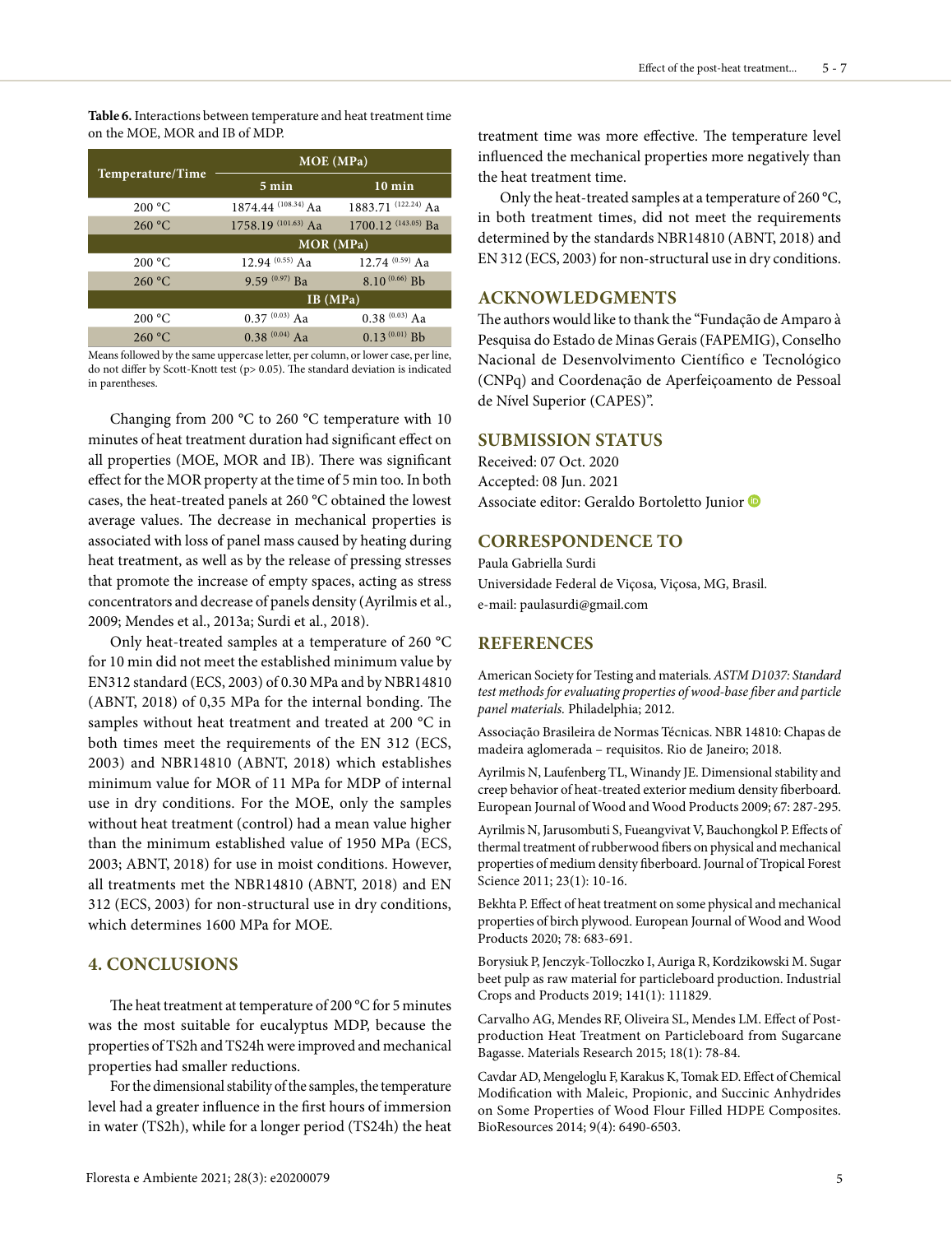**Table 6.** Interactions between temperature and heat treatment time on the MOE, MOR and IB of MDP.

| Temperature/Time | MOE (MPa) | |
|---|---|---|
| | 5 min | 10 min |
| 200 °C | 1874.44 (108.34) Aa | 1883.71 (122.24) Aa |
| 260 °C | 1758.19 (101.63) Aa | 1700.12 (143.05) Ba |
| | MOR (MPa) | |
| 200 °C | 12.94 (0.55) Aa | 12.74 (0.59) Aa |
| 260 °C | 9.59 (0.97) Ba | 8.10 (0.66) Bb |
| | IB (MPa) | |
| 200 °C | 0.37 (0.03) Aa | 0.38 (0.03) Aa |
| 260 °C | 0.38 (0.04) Aa | 0.13 (0.01) Bb |

Means followed by the same uppercase letter, per column, or lower case, per line, do not differ by Scott-Knott test (p> 0.05). The standard deviation is indicated in parentheses.

Changing from 200 °C to 260 °C temperature with 10 minutes of heat treatment duration had significant effect on all properties (MOE, MOR and IB). There was significant effect for the MOR property at the time of 5 min too. In both cases, the heat-treated panels at 260 °C obtained the lowest average values. The decrease in mechanical properties is associated with loss of panel mass caused by heating during heat treatment, as well as by the release of pressing stresses that promote the increase of empty spaces, acting as stress concentrators and decrease of panels density (Ayrilmis et al., 2009; Mendes et al., 2013a; Surdi et al., 2018).

Only heat-treated samples at a temperature of 260 °C for 10 min did not meet the established minimum value by EN312 standard (ECS, 2003) of 0.30 MPa and by NBR14810 (ABNT, 2018) of 0,35 MPa for the internal bonding. The samples without heat treatment and treated at 200 °C in both times meet the requirements of the EN 312 (ECS, 2003) and NBR14810 (ABNT, 2018) which establishes minimum value for MOR of 11 MPa for MDP of internal use in dry conditions. For the MOE, only the samples without heat treatment (control) had a mean value higher than the minimum established value of 1950 MPa (ECS, 2003; ABNT, 2018) for use in moist conditions. However, all treatments met the NBR14810 (ABNT, 2018) and EN 312 (ECS, 2003) for non-structural use in dry conditions, which determines 1600 MPa for MOE.

## 4. CONCLUSIONS

The heat treatment at temperature of 200 °C for 5 minutes was the most suitable for eucalyptus MDP, because the properties of TS2h and TS24h were improved and mechanical properties had smaller reductions.

For the dimensional stability of the samples, the temperature level had a greater influence in the first hours of immersion in water (TS2h), while for a longer period (TS24h) the heat treatment time was more effective. The temperature level influenced the mechanical properties more negatively than the heat treatment time.

Only the heat-treated samples at a temperature of 260 °C, in both treatment times, did not meet the requirements determined by the standards NBR14810 (ABNT, 2018) and EN 312 (ECS, 2003) for non-structural use in dry conditions.

## ACKNOWLEDGMENTS

The authors would like to thank the "Fundação de Amparo à Pesquisa do Estado de Minas Gerais (FAPEMIG), Conselho Nacional de Desenvolvimento Científico e Tecnológico (CNPq) and Coordenação de Aperfeiçoamento de Pessoal de Nível Superior (CAPES)".

## SUBMISSION STATUS

Received: 07 Oct. 2020
Accepted: 08 Jun. 2021
Associate editor: Geraldo Bortoletto Junior

## CORRESPONDENCE TO

Paula Gabriella Surdi
Universidade Federal de Viçosa, Viçosa, MG, Brasil.
e-mail: paulasurdi@gmail.com

## REFERENCES

American Society for Testing and materials. *ASTM D1037: Standard test methods for evaluating properties of wood-base fiber and particle panel materials.* Philadelphia; 2012.

Associação Brasileira de Normas Técnicas. NBR 14810: Chapas de madeira aglomerada – requisitos. Rio de Janeiro; 2018.

Ayrilmis N, Laufenberg TL, Winandy JE. Dimensional stability and creep behavior of heat-treated exterior medium density fiberboard. European Journal of Wood and Wood Products 2009; 67: 287-295.

Ayrilmis N, Jarusombuti S, Fueangvivat V, Bauchongkol P. Effects of thermal treatment of rubberwood fibers on physical and mechanical properties of medium density fiberboard. Journal of Tropical Forest Science 2011; 23(1): 10-16.

Bekhta P. Effect of heat treatment on some physical and mechanical properties of birch plywood. European Journal of Wood and Wood Products 2020; 78: 683-691.

Borysiuk P, Jenczyk-Tolloczko I, Auriga R, Kordzikowski M. Sugar beet pulp as raw material for particleboard production. Industrial Crops and Products 2019; 141(1): 111829.

Carvalho AG, Mendes RF, Oliveira SL, Mendes LM. Effect of Post-production Heat Treatment on Particleboard from Sugarcane Bagasse. Materials Research 2015; 18(1): 78-84.

Cavdar AD, Mengeloglu F, Karakus K, Tomak ED. Effect of Chemical Modification with Maleic, Propionic, and Succinic Anhydrides on Some Properties of Wood Flour Filled HDPE Composites. BioResources 2014; 9(4): 6490-6503.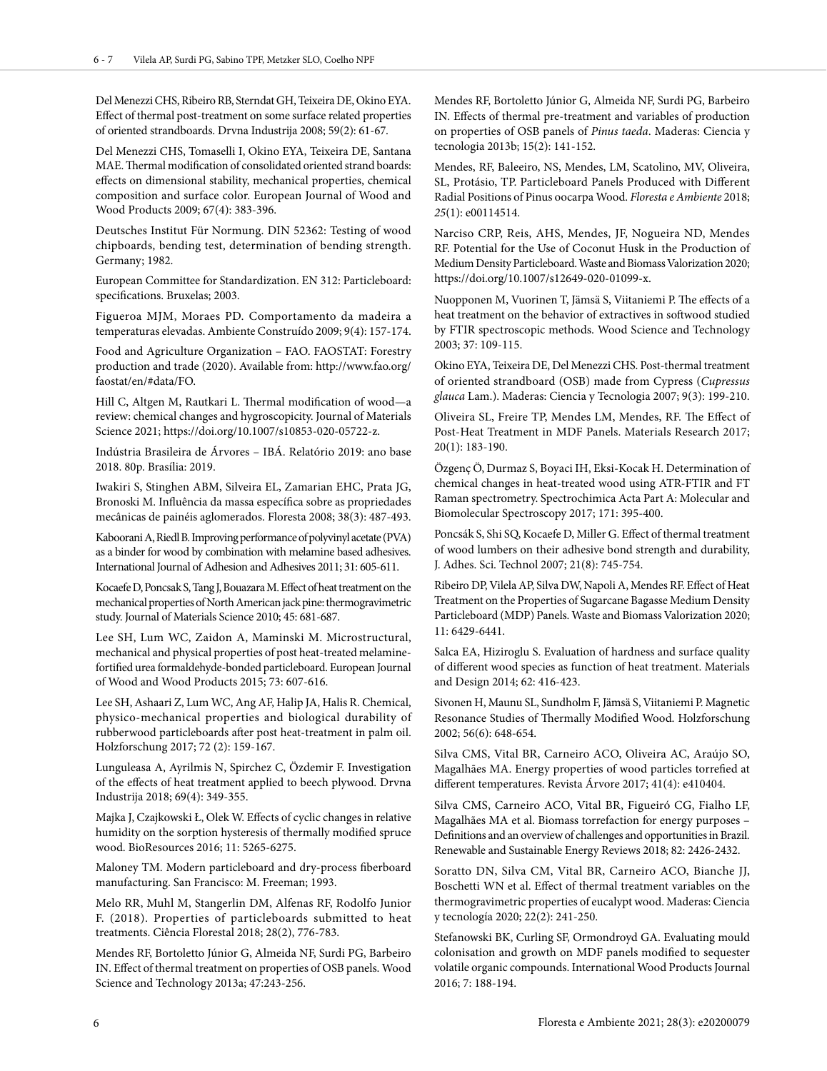Del Menezzi CHS, Ribeiro RB, Sterndat GH, Teixeira DE, Okino EYA. Effect of thermal post-treatment on some surface related properties of oriented strandboards. Drvna Industrija 2008; 59(2): 61-67.

Del Menezzi CHS, Tomaselli I, Okino EYA, Teixeira DE, Santana MAE. Thermal modification of consolidated oriented strand boards: effects on dimensional stability, mechanical properties, chemical composition and surface color. European Journal of Wood and Wood Products 2009; 67(4): 383-396.

Deutsches Institut Für Normung. DIN 52362: Testing of wood chipboards, bending test, determination of bending strength. Germany; 1982.

European Committee for Standardization. EN 312: Particleboard: specifications. Bruxelas; 2003.

Figueroa MJM, Moraes PD. Comportamento da madeira a temperaturas elevadas. Ambiente Construído 2009; 9(4): 157-174.

Food and Agriculture Organization – FAO. FAOSTAT: Forestry production and trade (2020). Available from: http://www.fao.org/faostat/en/#data/FO.

Hill C, Altgen M, Rautkari L. Thermal modification of wood—a review: chemical changes and hygroscopicity. Journal of Materials Science 2021; https://doi.org/10.1007/s10853-020-05722-z.

Indústria Brasileira de Árvores – IBÁ. Relatório 2019: ano base 2018. 80p. Brasília: 2019.

Iwakiri S, Stinghen ABM, Silveira EL, Zamarian EHC, Prata JG, Bronoski M. Influência da massa específica sobre as propriedades mecânicas de painéis aglomerados. Floresta 2008; 38(3): 487-493.

Kaboorani A, Riedl B. Improving performance of polyvinyl acetate (PVA) as a binder for wood by combination with melamine based adhesives. International Journal of Adhesion and Adhesives 2011; 31: 605-611.

Kocaefe D, Poncsak S, Tang J, Bouazara M. Effect of heat treatment on the mechanical properties of North American jack pine: thermogravimetric study. Journal of Materials Science 2010; 45: 681-687.

Lee SH, Lum WC, Zaidon A, Maminski M. Microstructural, mechanical and physical properties of post heat-treated melamine-fortified urea formaldehyde-bonded particleboard. European Journal of Wood and Wood Products 2015; 73: 607-616.

Lee SH, Ashaari Z, Lum WC, Ang AF, Halip JA, Halis R. Chemical, physico-mechanical properties and biological durability of rubberwood particleboards after post heat-treatment in palm oil. Holzforschung 2017; 72 (2): 159-167.

Lunguleasa A, Ayrilmis N, Spirchez C, Özdemir F. Investigation of the effects of heat treatment applied to beech plywood. Drvna Industrija 2018; 69(4): 349-355.

Majka J, Czajkowski Ł, Olek W. Effects of cyclic changes in relative humidity on the sorption hysteresis of thermally modified spruce wood. BioResources 2016; 11: 5265-6275.

Maloney TM. Modern particleboard and dry-process fiberboard manufacturing. San Francisco: M. Freeman; 1993.

Melo RR, Muhl M, Stangerlin DM, Alfenas RF, Rodolfo Junior F. (2018). Properties of particleboards submitted to heat treatments. Ciência Florestal 2018; 28(2), 776-783.

Mendes RF, Bortoletto Júnior G, Almeida NF, Surdi PG, Barbeiro IN. Effect of thermal treatment on properties of OSB panels. Wood Science and Technology 2013a; 47:243-256.

Mendes RF, Bortoletto Júnior G, Almeida NF, Surdi PG, Barbeiro IN. Effects of thermal pre-treatment and variables of production on properties of OSB panels of *Pinus taeda*. Maderas: Ciencia y tecnologia 2013b; 15(2): 141-152.

Mendes, RF, Baleeiro, NS, Mendes, LM, Scatolino, MV, Oliveira, SL, Protásio, TP. Particleboard Panels Produced with Different Radial Positions of Pinus oocarpa Wood. *Floresta e Ambiente* 2018; *25*(1): e00114514.

Narciso CRP, Reis, AHS, Mendes, JF, Nogueira ND, Mendes RF. Potential for the Use of Coconut Husk in the Production of Medium Density Particleboard. Waste and Biomass Valorization 2020; https://doi.org/10.1007/s12649-020-01099-x.

Nuopponen M, Vuorinen T, Jämsä S, Viitaniemi P. The effects of a heat treatment on the behavior of extractives in softwood studied by FTIR spectroscopic methods. Wood Science and Technology 2003; 37: 109-115.

Okino EYA, Teixeira DE, Del Menezzi CHS. Post-thermal treatment of oriented strandboard (OSB) made from Cypress (*Cupressus glauca* Lam.). Maderas: Ciencia y Tecnologia 2007; 9(3): 199-210.

Oliveira SL, Freire TP, Mendes LM, Mendes, RF. The Effect of Post-Heat Treatment in MDF Panels. Materials Research 2017; 20(1): 183-190.

Özgenç Ö, Durmaz S, Boyaci IH, Eksi-Kocak H. Determination of chemical changes in heat-treated wood using ATR-FTIR and FT Raman spectrometry. Spectrochimica Acta Part A: Molecular and Biomolecular Spectroscopy 2017; 171: 395-400.

Poncsák S, Shi SQ, Kocaefe D, Miller G. Effect of thermal treatment of wood lumbers on their adhesive bond strength and durability, J. Adhes. Sci. Technol 2007; 21(8): 745-754.

Ribeiro DP, Vilela AP, Silva DW, Napoli A, Mendes RF. Effect of Heat Treatment on the Properties of Sugarcane Bagasse Medium Density Particleboard (MDP) Panels. Waste and Biomass Valorization 2020; 11: 6429-6441.

Salca EA, Hiziroglu S. Evaluation of hardness and surface quality of different wood species as function of heat treatment. Materials and Design 2014; 62: 416-423.

Sivonen H, Maunu SL, Sundholm F, Jämsä S, Viitaniemi P. Magnetic Resonance Studies of Thermally Modified Wood. Holzforschung 2002; 56(6): 648-654.

Silva CMS, Vital BR, Carneiro ACO, Oliveira AC, Araújo SO, Magalhães MA. Energy properties of wood particles torrefied at different temperatures. Revista Árvore 2017; 41(4): e410404.

Silva CMS, Carneiro ACO, Vital BR, Figueiró CG, Fialho LF, Magalhães MA et al. Biomass torrefaction for energy purposes – Definitions and an overview of challenges and opportunities in Brazil. Renewable and Sustainable Energy Reviews 2018; 82: 2426-2432.

Soratto DN, Silva CM, Vital BR, Carneiro ACO, Bianche JJ, Boschetti WN et al. Effect of thermal treatment variables on the thermogravimetric properties of eucalypt wood. Maderas: Ciencia y tecnología 2020; 22(2): 241-250.

Stefanowski BK, Curling SF, Ormondroyd GA. Evaluating mould colonisation and growth on MDF panels modified to sequester volatile organic compounds. International Wood Products Journal 2016; 7: 188-194.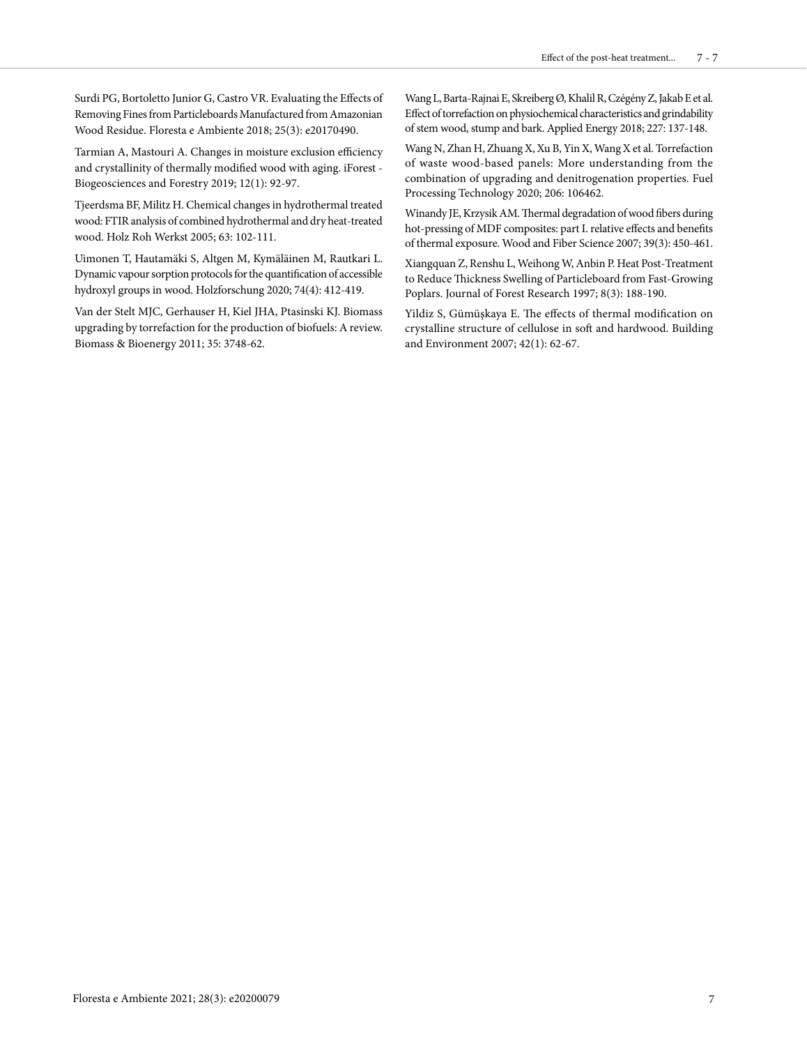Surdi PG, Bortoletto Junior G, Castro VR. Evaluating the Effects of Removing Fines from Particleboards Manufactured from Amazonian Wood Residue. Floresta e Ambiente 2018; 25(3): e20170490.

Tarmian A, Mastouri A. Changes in moisture exclusion efficiency and crystallinity of thermally modified wood with aging. iForest - Biogeosciences and Forestry 2019; 12(1): 92-97.

Tjeerdsma BF, Militz H. Chemical changes in hydrothermal treated wood: FTIR analysis of combined hydrothermal and dry heat-treated wood. Holz Roh Werkst 2005; 63: 102-111.

Uimonen T, Hautamäki S, Altgen M, Kymäläinen M, Rautkari L. Dynamic vapour sorption protocols for the quantification of accessible hydroxyl groups in wood. Holzforschung 2020; 74(4): 412-419.

Van der Stelt MJC, Gerhauser H, Kiel JHA, Ptasinski KJ. Biomass upgrading by torrefaction for the production of biofuels: A review. Biomass & Bioenergy 2011; 35: 3748-62.

Wang L, Barta-Rajnai E, Skreiberg Ø, Khalil R, Czégény Z, Jakab E et al. Effect of torrefaction on physiochemical characteristics and grindability of stem wood, stump and bark. Applied Energy 2018; 227: 137-148.

Wang N, Zhan H, Zhuang X, Xu B, Yin X, Wang X et al. Torrefaction of waste wood-based panels: More understanding from the combination of upgrading and denitrogenation properties. Fuel Processing Technology 2020; 206: 106462.

Winandy JE, Krzysik AM. Thermal degradation of wood fibers during hot-pressing of MDF composites: part I. relative effects and benefits of thermal exposure. Wood and Fiber Science 2007; 39(3): 450-461.

Xiangquan Z, Renshu L, Weihong W, Anbin P. Heat Post-Treatment to Reduce Thickness Swelling of Particleboard from Fast-Growing Poplars. Journal of Forest Research 1997; 8(3): 188-190.

Yildiz S, Gümüşkaya E. The effects of thermal modification on crystalline structure of cellulose in soft and hardwood. Building and Environment 2007; 42(1): 62-67.